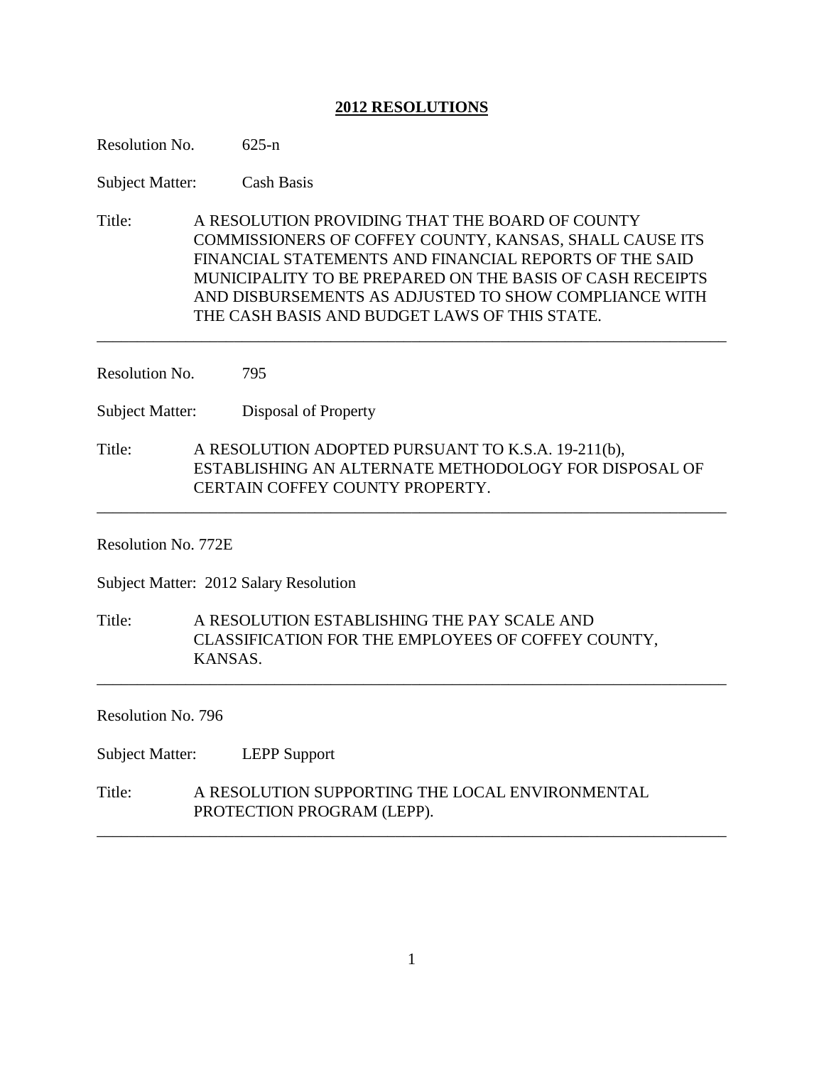## 2012 RESOLUTIONS

Resolution No. 625-n

Subject Matter: Cash Basis

Title: A RESOLUTION PROVIDING THAT THE BOARD OF COUNTY COMMISSIONERS OF COFFEY COUNTY, KANSAS, SHALL CAUSE ITS FINANCIAL STATEMENTS AND FINANCIAL REPORTS OF THE SAID MUNICIPALITY TO BE PREPARED ON THE BASIS OF CASH RECEIPTS AND DISBURSEMENTS AS ADJUSTED TO SHOW COMPLIANCE WITH THE CASH BASIS AND BUDGET LAWS OF THIS STATE.

---

Resolution No. 795

Subject Matter: Disposal of Property

Title: A RESOLUTION ADOPTED PURSUANT TO K.S.A. 19-211(b), ESTABLISHING AN ALTERNATE METHODOLOGY FOR DISPOSAL OF CERTAIN COFFEY COUNTY PROPERTY.

---

Resolution No. 772E

Subject Matter: 2012 Salary Resolution

Title: A RESOLUTION ESTABLISHING THE PAY SCALE AND CLASSIFICATION FOR THE EMPLOYEES OF COFFEY COUNTY, KANSAS.

---

Resolution No. 796

Subject Matter: LEPP Support

Title: A RESOLUTION SUPPORTING THE LOCAL ENVIRONMENTAL PROTECTION PROGRAM (LEPP).

---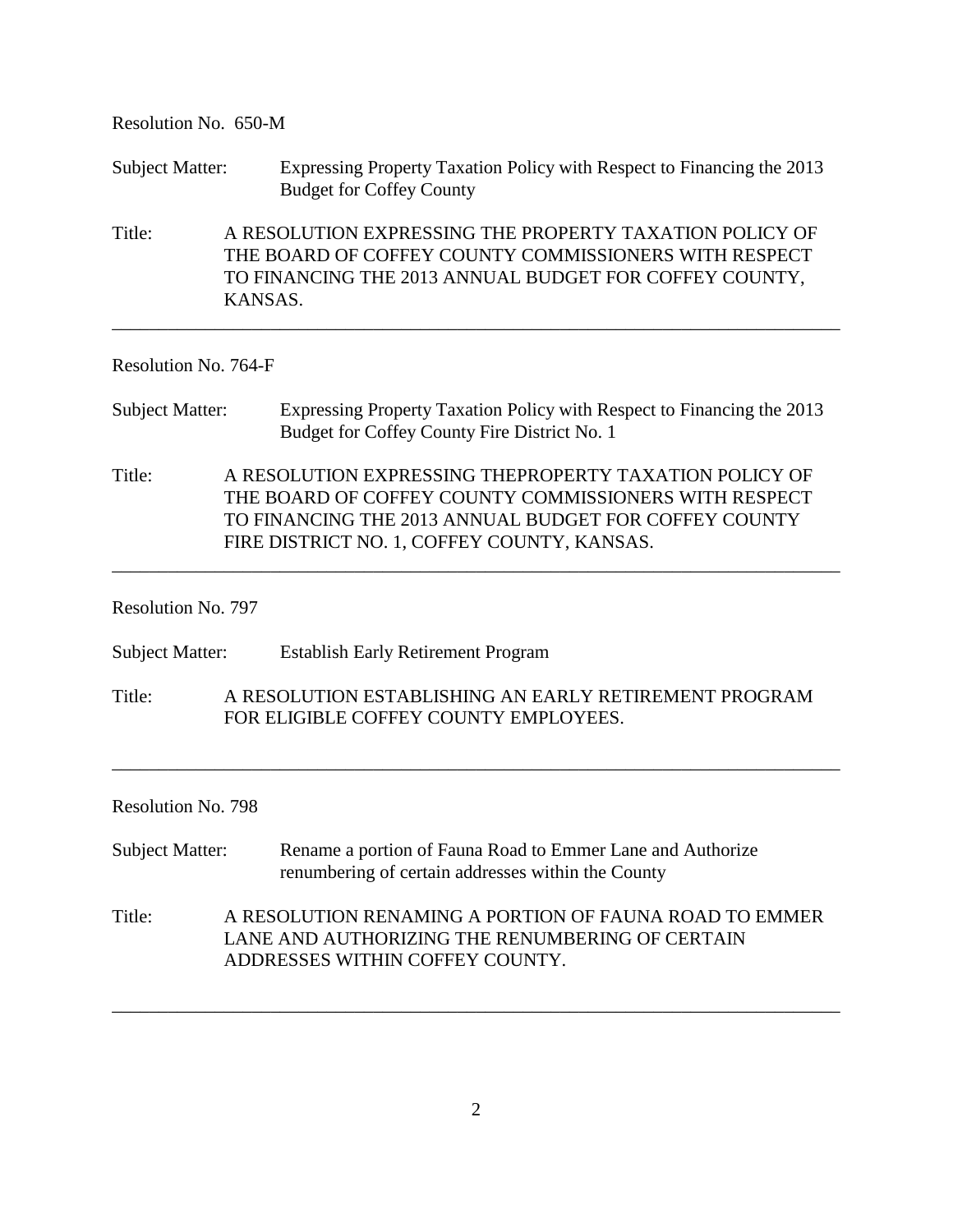Resolution No. 650-M

Subject Matter: Expressing Property Taxation Policy with Respect to Financing the 2013 Budget for Coffey County

Title: A RESOLUTION EXPRESSING THE PROPERTY TAXATION POLICY OF THE BOARD OF COFFEY COUNTY COMMISSIONERS WITH RESPECT TO FINANCING THE 2013 ANNUAL BUDGET FOR COFFEY COUNTY, KANSAS.

---

Resolution No. 764-F

Subject Matter: Expressing Property Taxation Policy with Respect to Financing the 2013 Budget for Coffey County Fire District No. 1

Title: A RESOLUTION EXPRESSING THEPROPERTY TAXATION POLICY OF THE BOARD OF COFFEY COUNTY COMMISSIONERS WITH RESPECT TO FINANCING THE 2013 ANNUAL BUDGET FOR COFFEY COUNTY FIRE DISTRICT NO. 1, COFFEY COUNTY, KANSAS.

---

Resolution No. 797

Subject Matter: Establish Early Retirement Program

Title: A RESOLUTION ESTABLISHING AN EARLY RETIREMENT PROGRAM FOR ELIGIBLE COFFEY COUNTY EMPLOYEES.

---

Resolution No. 798

Subject Matter: Rename a portion of Fauna Road to Emmer Lane and Authorize renumbering of certain addresses within the County

Title: A RESOLUTION RENAMING A PORTION OF FAUNA ROAD TO EMMER LANE AND AUTHORIZING THE RENUMBERING OF CERTAIN ADDRESSES WITHIN COFFEY COUNTY.

---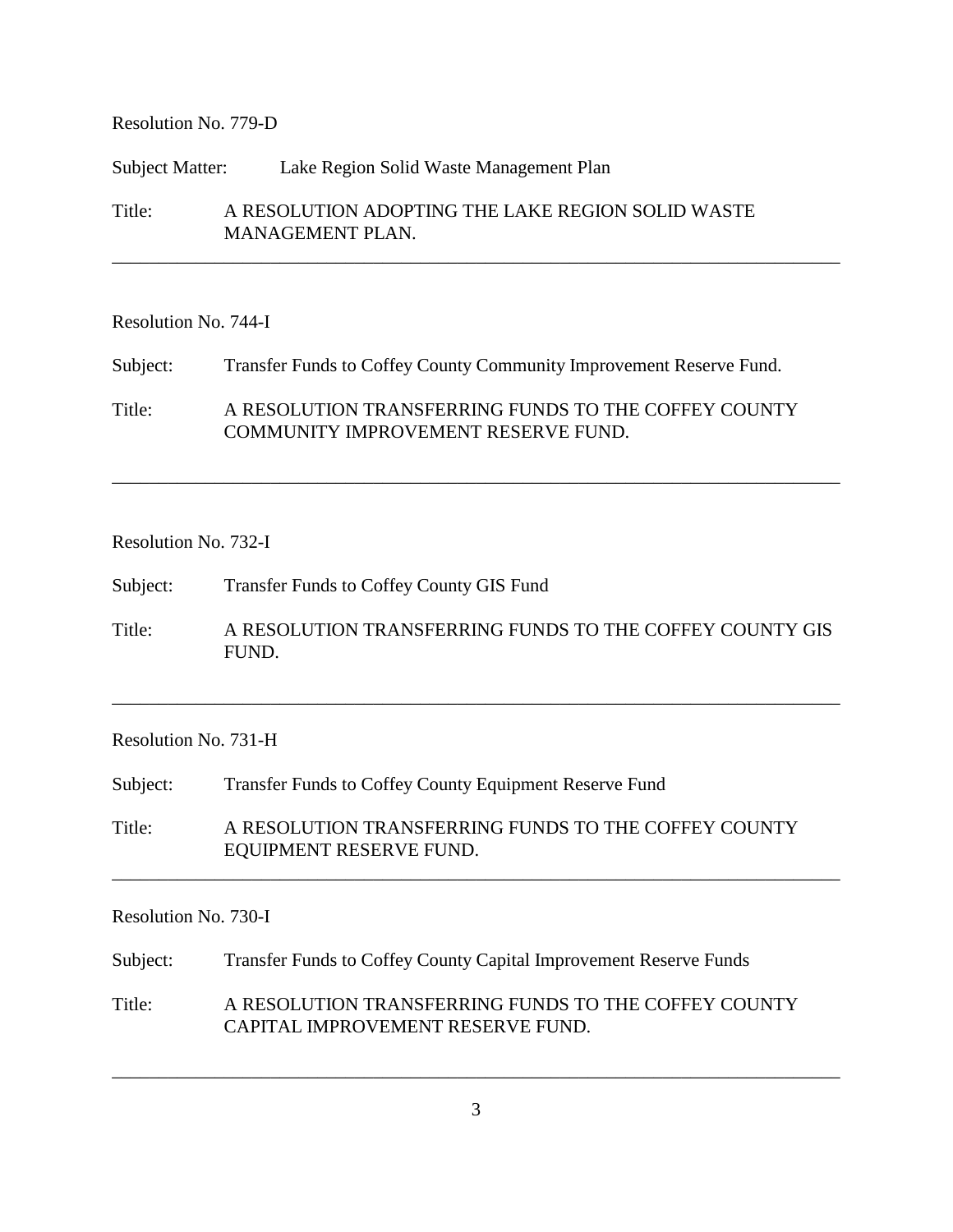Resolution No. 779-D

Subject Matter: Lake Region Solid Waste Management Plan

Title: A RESOLUTION ADOPTING THE LAKE REGION SOLID WASTE MANAGEMENT PLAN.

---

Resolution No. 744-I

Subject: Transfer Funds to Coffey County Community Improvement Reserve Fund.

Title: A RESOLUTION TRANSFERRING FUNDS TO THE COFFEY COUNTY COMMUNITY IMPROVEMENT RESERVE FUND.

---

Resolution No. 732-I

Subject: Transfer Funds to Coffey County GIS Fund

Title: A RESOLUTION TRANSFERRING FUNDS TO THE COFFEY COUNTY GIS FUND.

---

Resolution No. 731-H

Subject: Transfer Funds to Coffey County Equipment Reserve Fund

Title: A RESOLUTION TRANSFERRING FUNDS TO THE COFFEY COUNTY EQUIPMENT RESERVE FUND.

---

Resolution No. 730-I

Subject: Transfer Funds to Coffey County Capital Improvement Reserve Funds

Title: A RESOLUTION TRANSFERRING FUNDS TO THE COFFEY COUNTY CAPITAL IMPROVEMENT RESERVE FUND.

---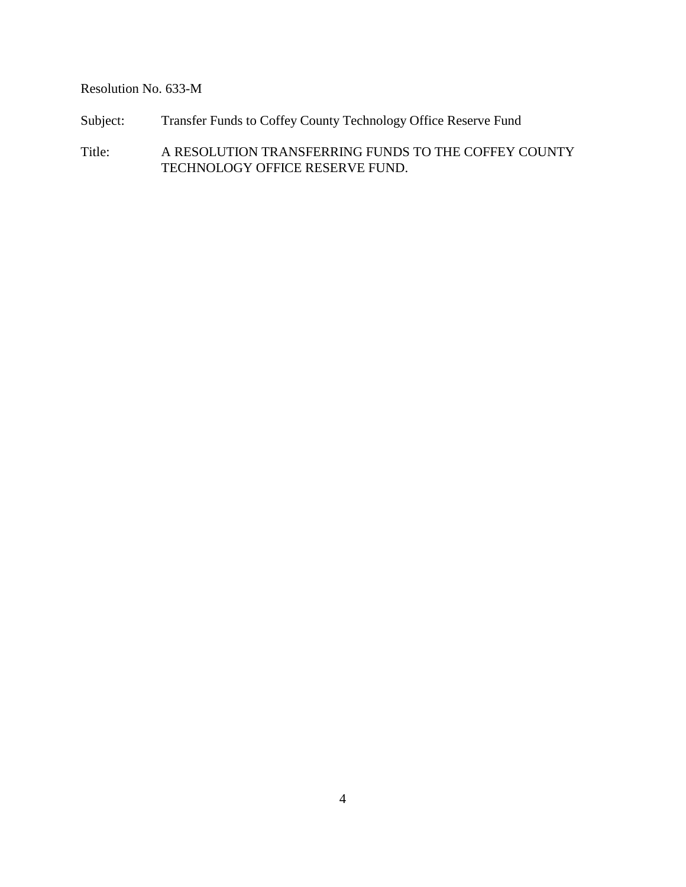Resolution No. 633-M

Subject: Transfer Funds to Coffey County Technology Office Reserve Fund

Title: A RESOLUTION TRANSFERRING FUNDS TO THE COFFEY COUNTY TECHNOLOGY OFFICE RESERVE FUND.